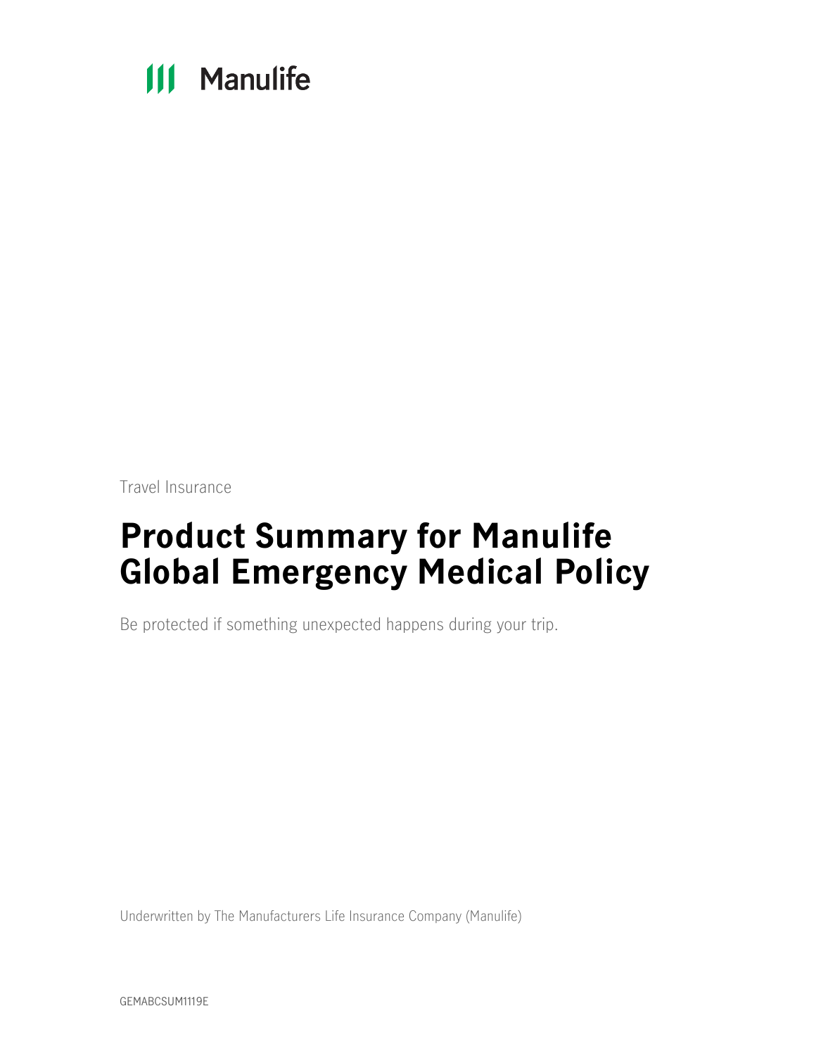Manulife

Travel Insurance

# Product Summary for Manulife Global Emergency Medical Policy

Be protected if something unexpected happens during your trip.

Underwritten by The Manufacturers Life Insurance Company (Manulife)

GEMABCSUM1119E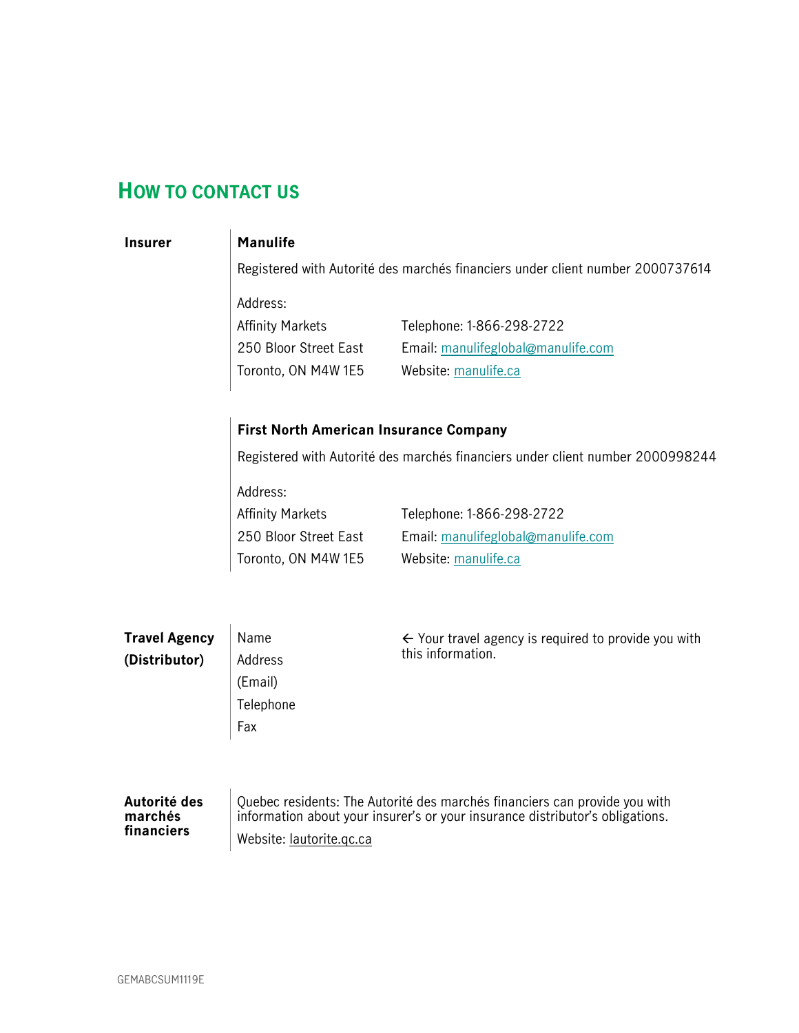## How to contact us

**Insurer**

**Manulife**

Registered with Autorité des marchés financiers under client number 2000737614

Address:

Affinity Markets
250 Bloor Street East
Toronto, ON M4W 1E5

Telephone: 1-866-298-2722
Email: manulifeglobal@manulife.com
Website: manulife.ca

**First North American Insurance Company**

Registered with Autorité des marchés financiers under client number 2000998244

Address:

Affinity Markets
250 Bloor Street East
Toronto, ON M4W 1E5

Telephone: 1-866-298-2722
Email: manulifeglobal@manulife.com
Website: manulife.ca

**Travel Agency (Distributor)**

Name
Address
(Email)
Telephone
Fax

← Your travel agency is required to provide you with this information.

**Autorité des marchés financiers**

Quebec residents: The Autorité des marchés financiers can provide you with information about your insurer's or your insurance distributor's obligations.

Website: lautorite.qc.ca

GEMABCSUM1119E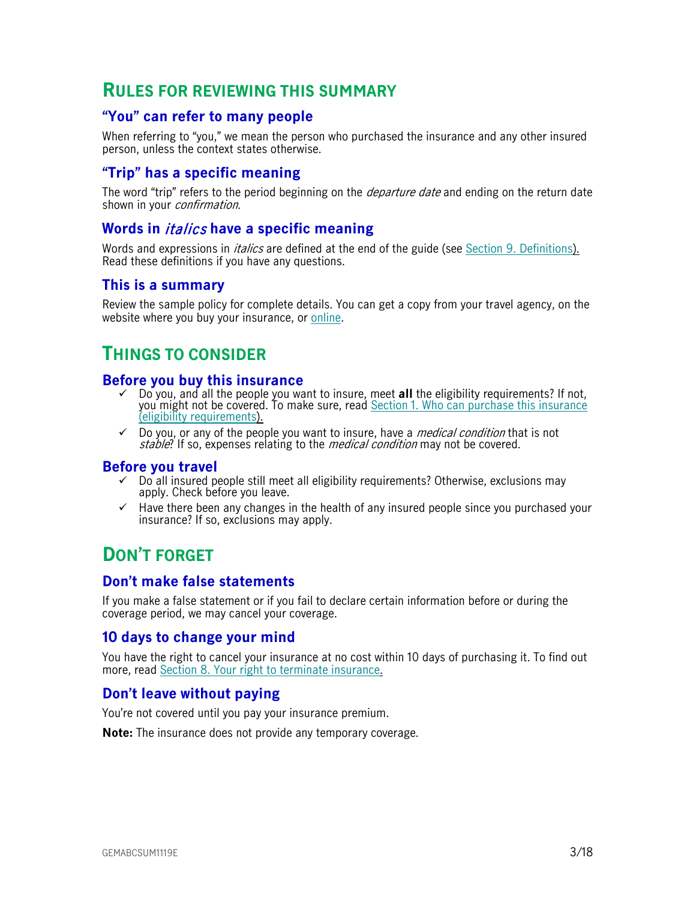## RULES FOR REVIEWING THIS SUMMARY

### "You" can refer to many people

When referring to "you," we mean the person who purchased the insurance and any other insured person, unless the context states otherwise.

### "Trip" has a specific meaning

The word "trip" refers to the period beginning on the *departure date* and ending on the return date shown in your *confirmation*.

### Words in *italics* have a specific meaning

Words and expressions in *italics* are defined at the end of the guide (see Section 9. Definitions). Read these definitions if you have any questions.

### This is a summary

Review the sample policy for complete details. You can get a copy from your travel agency, on the website where you buy your insurance, or online.

## THINGS TO CONSIDER

### Before you buy this insurance

- ✓ Do you, and all the people you want to insure, meet **all** the eligibility requirements? If not, you might not be covered. To make sure, read Section 1. Who can purchase this insurance (eligibility requirements).
- ✓ Do you, or any of the people you want to insure, have a *medical condition* that is not *stable*? If so, expenses relating to the *medical condition* may not be covered.

### Before you travel

- ✓ Do all insured people still meet all eligibility requirements? Otherwise, exclusions may apply. Check before you leave.
- ✓ Have there been any changes in the health of any insured people since you purchased your insurance? If so, exclusions may apply.

## DON'T FORGET

### Don't make false statements

If you make a false statement or if you fail to declare certain information before or during the coverage period, we may cancel your coverage.

### 10 days to change your mind

You have the right to cancel your insurance at no cost within 10 days of purchasing it. To find out more, read Section 8. Your right to terminate insurance.

### Don't leave without paying

You're not covered until you pay your insurance premium.

**Note:** The insurance does not provide any temporary coverage.

GEMABCSUM1119E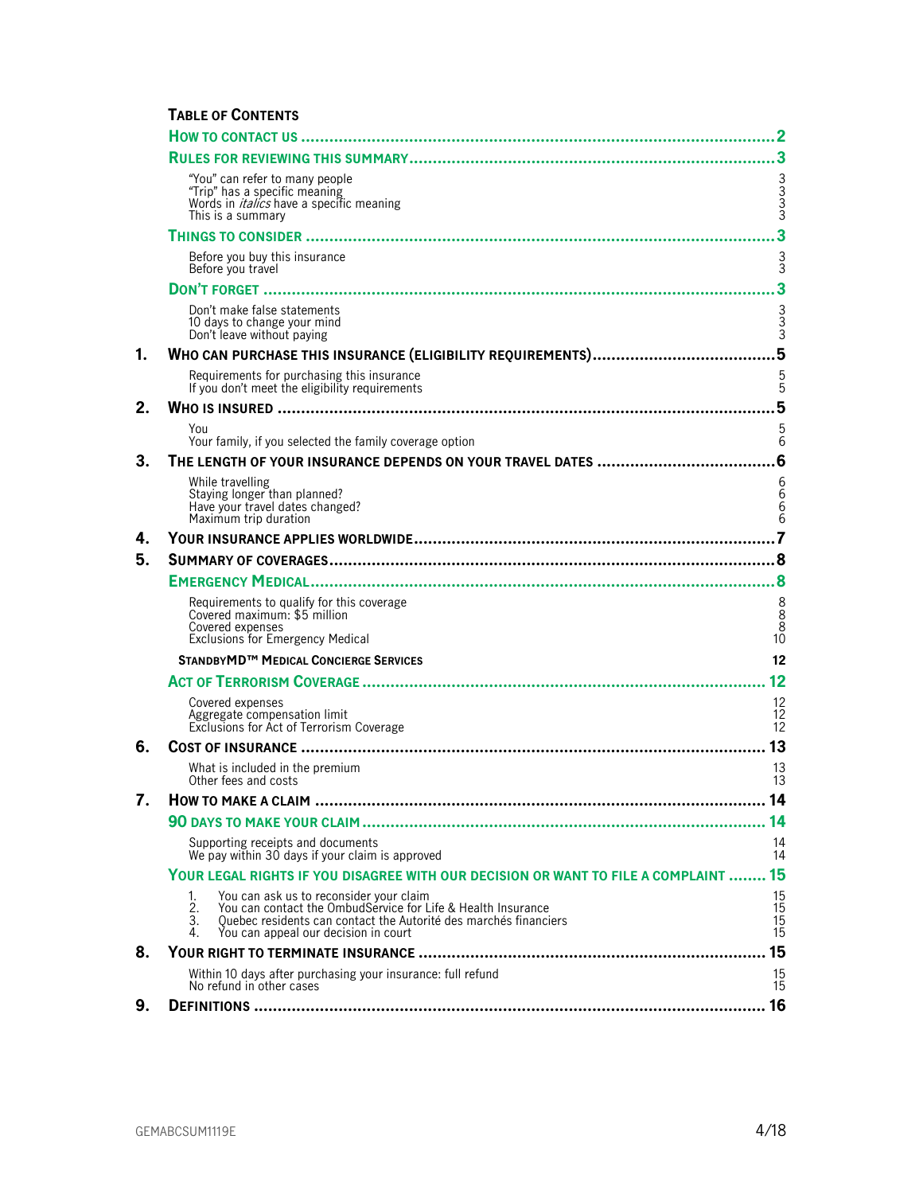## TABLE OF CONTENTS

| | | |
|---|---|---|
| | **HOW TO CONTACT US** | **2** |
| | **RULES FOR REVIEWING THIS SUMMARY** | **3** |
| | "You" can refer to many people | 3 |
| | "Trip" has a specific meaning | 3 |
| | Words in *italics* have a specific meaning | 3 |
| | This is a summary | 3 |
| | **THINGS TO CONSIDER** | **3** |
| | Before you buy this insurance | 3 |
| | Before you travel | 3 |
| | **DON'T FORGET** | **3** |
| | Don't make false statements | 3 |
| | 10 days to change your mind | 3 |
| | Don't leave without paying | 3 |
| **1.** | **WHO CAN PURCHASE THIS INSURANCE (ELIGIBILITY REQUIREMENTS)** | **5** |
| | Requirements for purchasing this insurance | 5 |
| | If you don't meet the eligibility requirements | 5 |
| **2.** | **WHO IS INSURED** | **5** |
| | You | 5 |
| | Your family, if you selected the family coverage option | 6 |
| **3.** | **THE LENGTH OF YOUR INSURANCE DEPENDS ON YOUR TRAVEL DATES** | **6** |
| | While travelling | 6 |
| | Staying longer than planned? | 6 |
| | Have your travel dates changed? | 6 |
| | Maximum trip duration | 6 |
| **4.** | **YOUR INSURANCE APPLIES WORLDWIDE** | **7** |
| **5.** | **SUMMARY OF COVERAGES** | **8** |
| | **EMERGENCY MEDICAL** | **8** |
| | Requirements to qualify for this coverage | 8 |
| | Covered maximum: $5 million | 8 |
| | Covered expenses | 8 |
| | Exclusions for Emergency Medical | 10 |
| | **STANDBYMD™ MEDICAL CONCIERGE SERVICES** | **12** |
| | **ACT OF TERRORISM COVERAGE** | **12** |
| | Covered expenses | 12 |
| | Aggregate compensation limit | 12 |
| | Exclusions for Act of Terrorism Coverage | 12 |
| **6.** | **COST OF INSURANCE** | **13** |
| | What is included in the premium | 13 |
| | Other fees and costs | 13 |
| **7.** | **HOW TO MAKE A CLAIM** | **14** |
| | **90 DAYS TO MAKE YOUR CLAIM** | **14** |
| | Supporting receipts and documents | 14 |
| | We pay within 30 days if your claim is approved | 14 |
| | **YOUR LEGAL RIGHTS IF YOU DISAGREE WITH OUR DECISION OR WANT TO FILE A COMPLAINT** | **15** |
| | 1. You can ask us to reconsider your claim | 15 |
| | 2. You can contact the OmbudService for Life & Health Insurance | 15 |
| | 3. Quebec residents can contact the Autorité des marchés financiers | 15 |
| | 4. You can appeal our decision in court | 15 |
| **8.** | **YOUR RIGHT TO TERMINATE INSURANCE** | **15** |
| | Within 10 days after purchasing your insurance: full refund | 15 |
| | No refund in other cases | 15 |
| **9.** | **DEFINITIONS** | **16** |

GEMABCSUM1119E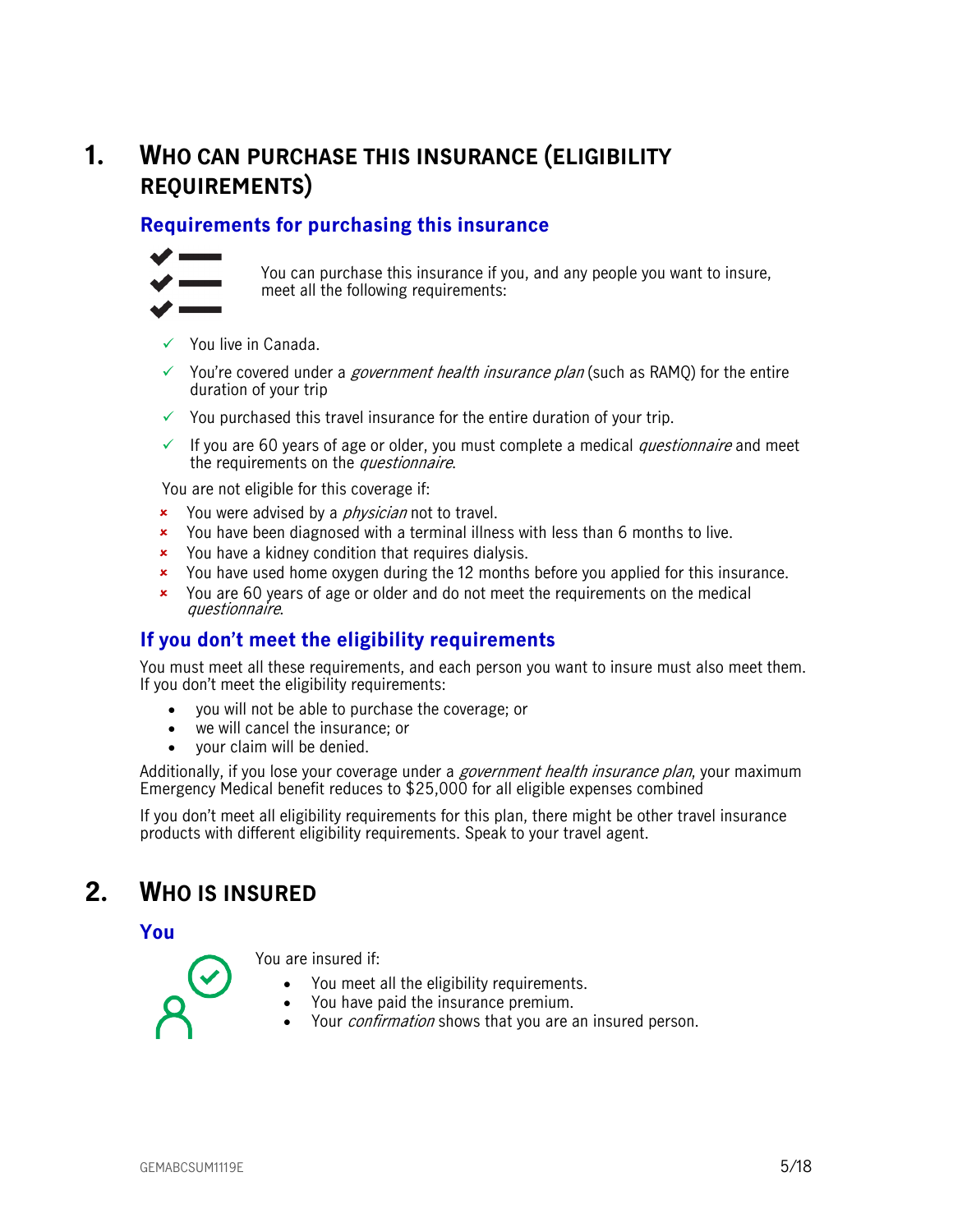# 1. WHO CAN PURCHASE THIS INSURANCE (ELIGIBILITY REQUIREMENTS)

## Requirements for purchasing this insurance

You can purchase this insurance if you, and any people you want to insure, meet all the following requirements:

- ✓ You live in Canada.
- ✓ You're covered under a *government health insurance plan* (such as RAMQ) for the entire duration of your trip
- ✓ You purchased this travel insurance for the entire duration of your trip.
- ✓ If you are 60 years of age or older, you must complete a medical *questionnaire* and meet the requirements on the *questionnaire*.

You are not eligible for this coverage if:

- × You were advised by a *physician* not to travel.
- × You have been diagnosed with a terminal illness with less than 6 months to live.
- × You have a kidney condition that requires dialysis.
- × You have used home oxygen during the 12 months before you applied for this insurance.
- × You are 60 years of age or older and do not meet the requirements on the medical *questionnaire*.

## If you don't meet the eligibility requirements

You must meet all these requirements, and each person you want to insure must also meet them. If you don't meet the eligibility requirements:

- you will not be able to purchase the coverage; or
- we will cancel the insurance; or
- your claim will be denied.

Additionally, if you lose your coverage under a *government health insurance plan*, your maximum Emergency Medical benefit reduces to $25,000 for all eligible expenses combined

If you don't meet all eligibility requirements for this plan, there might be other travel insurance products with different eligibility requirements. Speak to your travel agent.

# 2. WHO IS INSURED

## You

You are insured if:

- You meet all the eligibility requirements.
- You have paid the insurance premium.
- Your *confirmation* shows that you are an insured person.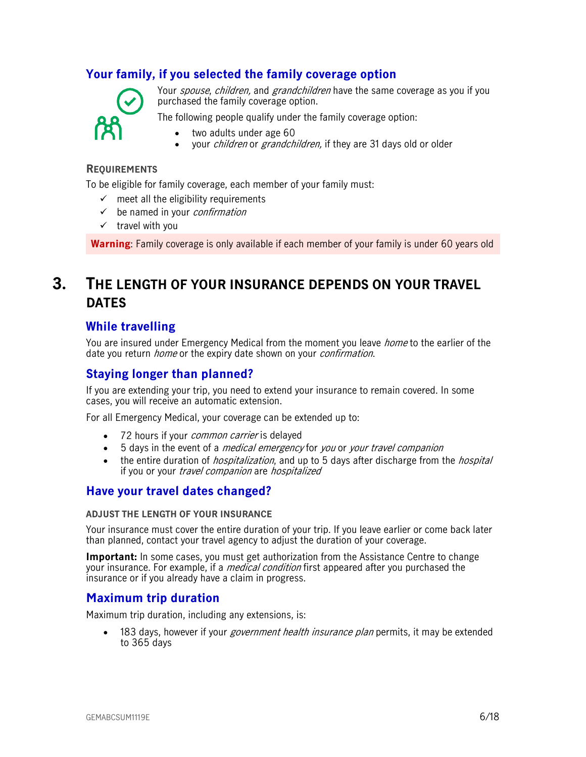### Your family, if you selected the family coverage option

Your *spouse*, *children,* and *grandchildren* have the same coverage as you if you purchased the family coverage option.

The following people qualify under the family coverage option:

- two adults under age 60
- your *children* or *grandchildren,* if they are 31 days old or older

#### REQUIREMENTS

To be eligible for family coverage, each member of your family must:

- ✓ meet all the eligibility requirements
- ✓ be named in your *confirmation*
- ✓ travel with you

**Warning**: Family coverage is only available if each member of your family is under 60 years old

## 3. THE LENGTH OF YOUR INSURANCE DEPENDS ON YOUR TRAVEL DATES

### While travelling

You are insured under Emergency Medical from the moment you leave *home* to the earlier of the date you return *home* or the expiry date shown on your *confirmation*.

### Staying longer than planned?

If you are extending your trip, you need to extend your insurance to remain covered. In some cases, you will receive an automatic extension.

For all Emergency Medical, your coverage can be extended up to:

- 72 hours if your *common carrier* is delayed
- 5 days in the event of a *medical emergency* for *you* or *your travel companion*
- the entire duration of *hospitalization*, and up to 5 days after discharge from the *hospital* if you or your *travel companion* are *hospitalized*

### Have your travel dates changed?

#### ADJUST THE LENGTH OF YOUR INSURANCE

Your insurance must cover the entire duration of your trip. If you leave earlier or come back later than planned, contact your travel agency to adjust the duration of your coverage.

**Important:** In some cases, you must get authorization from the Assistance Centre to change your insurance. For example, if a *medical condition* first appeared after you purchased the insurance or if you already have a claim in progress.

### Maximum trip duration

Maximum trip duration, including any extensions, is:

- 183 days, however if your *government health insurance plan* permits, it may be extended to 365 days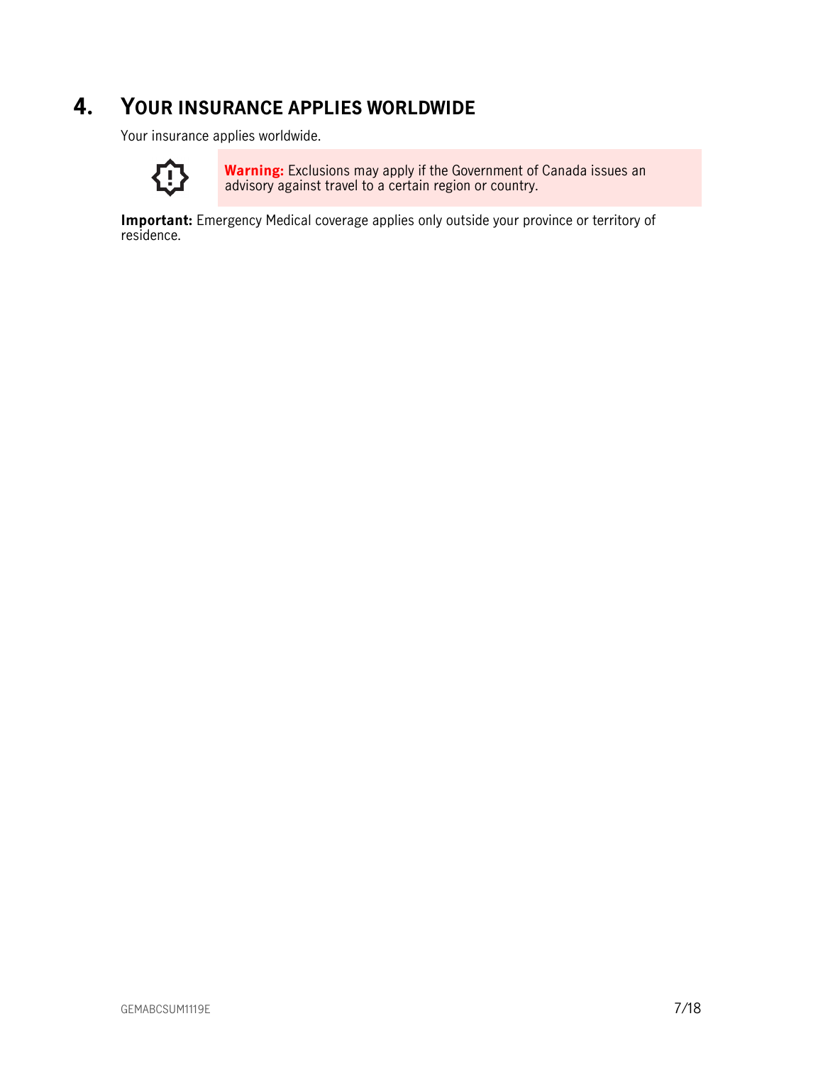## 4. YOUR INSURANCE APPLIES WORLDWIDE

Your insurance applies worldwide.

**Warning:** Exclusions may apply if the Government of Canada issues an advisory against travel to a certain region or country.

**Important:** Emergency Medical coverage applies only outside your province or territory of residence.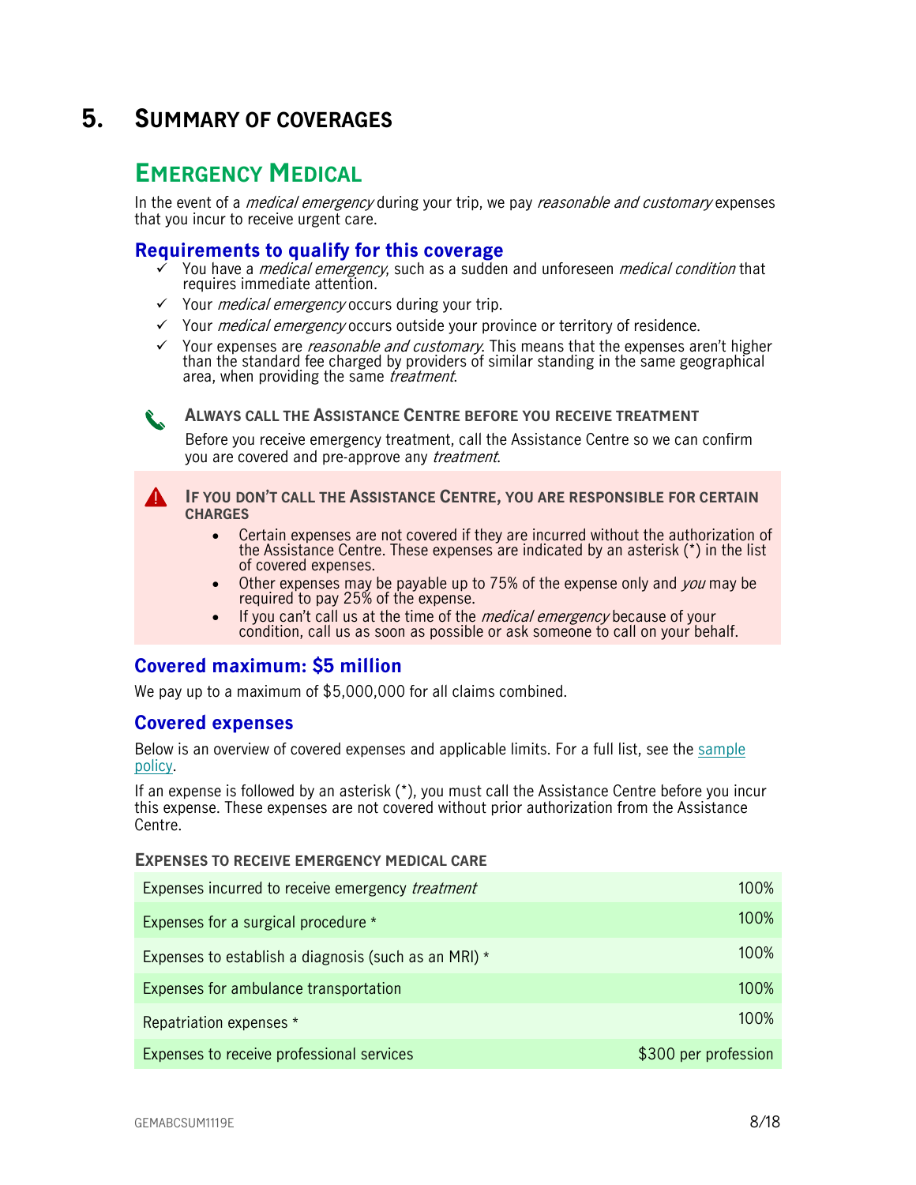# 5. Summary of coverages

## Emergency Medical

In the event of a *medical emergency* during your trip, we pay *reasonable and customary* expenses that you incur to receive urgent care.

### Requirements to qualify for this coverage

- ✓ You have a *medical emergency*, such as a sudden and unforeseen *medical condition* that requires immediate attention.
- ✓ Your *medical emergency* occurs during your trip.
- ✓ Your *medical emergency* occurs outside your province or territory of residence.
- ✓ Your expenses are *reasonable and customary*. This means that the expenses aren't higher than the standard fee charged by providers of similar standing in the same geographical area, when providing the same *treatment*.

**Always call the Assistance Centre before you receive treatment**

Before you receive emergency treatment, call the Assistance Centre so we can confirm you are covered and pre-approve any *treatment*.

**If you don't call the Assistance Centre, you are responsible for certain charges**

- Certain expenses are not covered if they are incurred without the authorization of the Assistance Centre. These expenses are indicated by an asterisk (*) in the list of covered expenses.
- Other expenses may be payable up to 75% of the expense only and *you* may be required to pay 25% of the expense.
- If you can't call us at the time of the *medical emergency* because of your condition, call us as soon as possible or ask someone to call on your behalf.

### Covered maximum: $5 million

We pay up to a maximum of $5,000,000 for all claims combined.

### Covered expenses

Below is an overview of covered expenses and applicable limits. For a full list, see the sample policy.

If an expense is followed by an asterisk (*), you must call the Assistance Centre before you incur this expense. These expenses are not covered without prior authorization from the Assistance Centre.

**Expenses to receive emergency medical care**

| Expense | Limit |
|---|---|
| Expenses incurred to receive emergency *treatment* | 100% |
| Expenses for a surgical procedure * | 100% |
| Expenses to establish a diagnosis (such as an MRI) * | 100% |
| Expenses for ambulance transportation | 100% |
| Repatriation expenses * | 100% |
| Expenses to receive professional services | $300 per profession |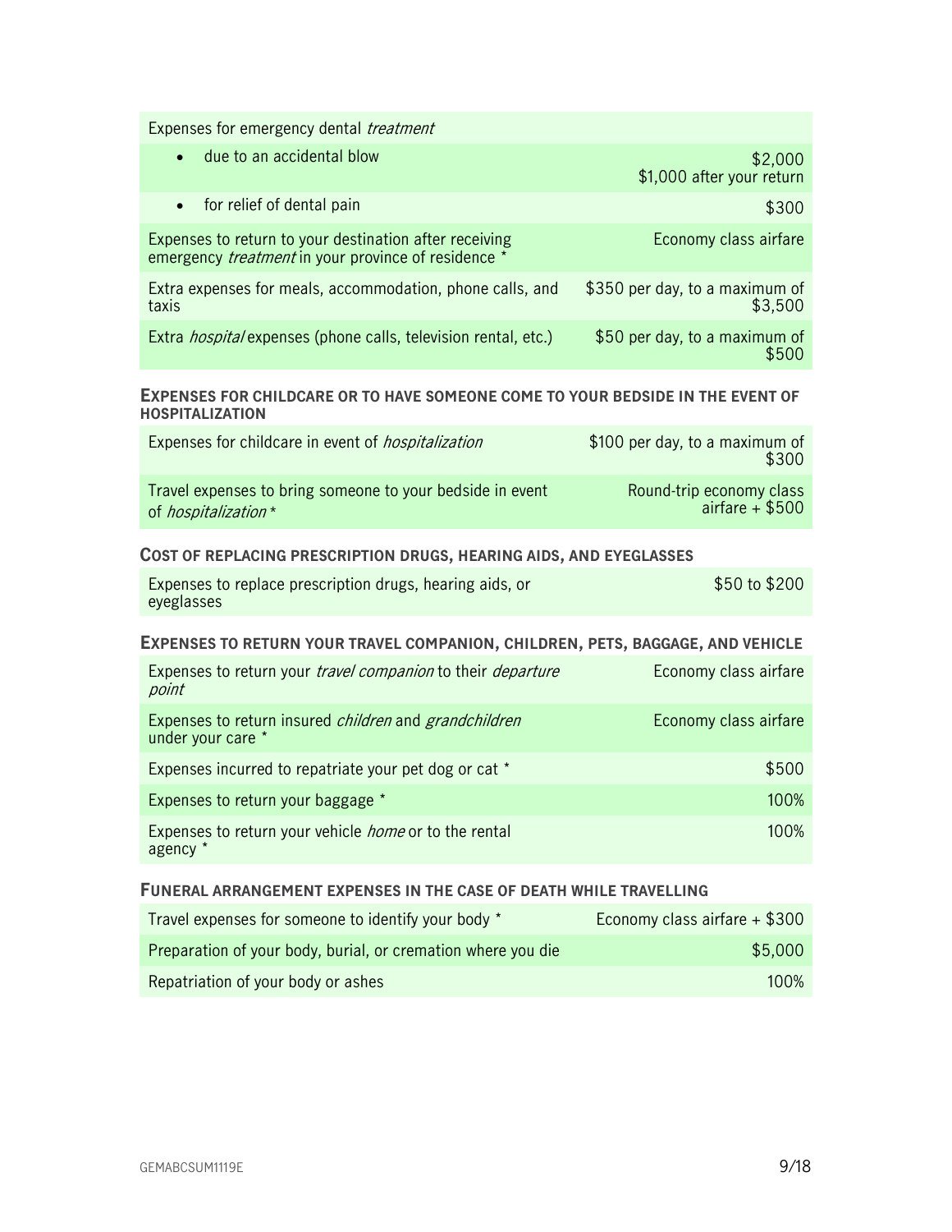| Expenses for emergency dental *treatment* | |
|---|---|
| • due to an accidental blow | $2,000<br>$1,000 after your return |
| • for relief of dental pain | $300 |
| Expenses to return to your destination after receiving emergency *treatment* in your province of residence * | Economy class airfare |
| Extra expenses for meals, accommodation, phone calls, and taxis | $350 per day, to a maximum of $3,500 |
| Extra *hospital* expenses (phone calls, television rental, etc.) | $50 per day, to a maximum of $500 |

#### EXPENSES FOR CHILDCARE OR TO HAVE SOMEONE COME TO YOUR BEDSIDE IN THE EVENT OF HOSPITALIZATION

| | |
|---|---|
| Expenses for childcare in event of *hospitalization* | $100 per day, to a maximum of $300 |
| Travel expenses to bring someone to your bedside in event of *hospitalization* * | Round-trip economy class airfare + $500 |

#### COST OF REPLACING PRESCRIPTION DRUGS, HEARING AIDS, AND EYEGLASSES

| | |
|---|---|
| Expenses to replace prescription drugs, hearing aids, or eyeglasses | $50 to $200 |

#### EXPENSES TO RETURN YOUR TRAVEL COMPANION, CHILDREN, PETS, BAGGAGE, AND VEHICLE

| | |
|---|---|
| Expenses to return your *travel companion* to their *departure point* | Economy class airfare |
| Expenses to return insured *children* and *grandchildren* under your care * | Economy class airfare |
| Expenses incurred to repatriate your pet dog or cat * | $500 |
| Expenses to return your baggage * | 100% |
| Expenses to return your vehicle *home* or to the rental agency * | 100% |

#### FUNERAL ARRANGEMENT EXPENSES IN THE CASE OF DEATH WHILE TRAVELLING

| | |
|---|---|
| Travel expenses for someone to identify your body * | Economy class airfare + $300 |
| Preparation of your body, burial, or cremation where you die | $5,000 |
| Repatriation of your body or ashes | 100% |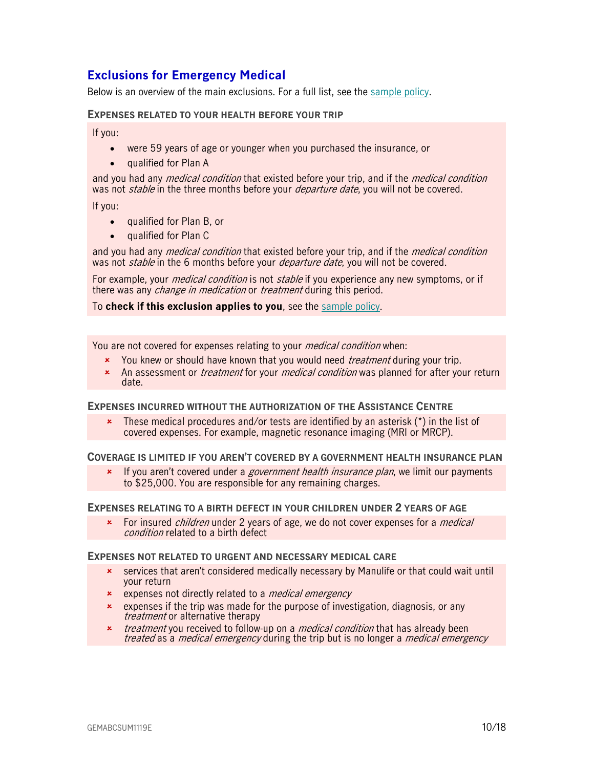## Exclusions for Emergency Medical

Below is an overview of the main exclusions. For a full list, see the sample policy.

### EXPENSES RELATED TO YOUR HEALTH BEFORE YOUR TRIP

If you:

- were 59 years of age or younger when you purchased the insurance, or
- qualified for Plan A

and you had any *medical condition* that existed before your trip, and if the *medical condition* was not *stable* in the three months before your *departure date*, you will not be covered.

If you:

- qualified for Plan B, or
- qualified for Plan C

and you had any *medical condition* that existed before your trip, and if the *medical condition* was not *stable* in the 6 months before your *departure date*, you will not be covered.

For example, your *medical condition* is not *stable* if you experience any new symptoms, or if there was any *change in medication* or *treatment* during this period.

To **check if this exclusion applies to you**, see the sample policy.

You are not covered for expenses relating to your *medical condition* when:

- You knew or should have known that you would need *treatment* during your trip.
- An assessment or *treatment* for your *medical condition* was planned for after your return date.

### EXPENSES INCURRED WITHOUT THE AUTHORIZATION OF THE ASSISTANCE CENTRE

- These medical procedures and/or tests are identified by an asterisk (*) in the list of covered expenses. For example, magnetic resonance imaging (MRI or MRCP).

### COVERAGE IS LIMITED IF YOU AREN'T COVERED BY A GOVERNMENT HEALTH INSURANCE PLAN

- If you aren't covered under a *government health insurance plan*, we limit our payments to $25,000. You are responsible for any remaining charges.

### EXPENSES RELATING TO A BIRTH DEFECT IN YOUR CHILDREN UNDER 2 YEARS OF AGE

- For insured *children* under 2 years of age, we do not cover expenses for a *medical condition* related to a birth defect

### EXPENSES NOT RELATED TO URGENT AND NECESSARY MEDICAL CARE

- services that aren't considered medically necessary by Manulife or that could wait until your return
- expenses not directly related to a *medical emergency*
- expenses if the trip was made for the purpose of investigation, diagnosis, or any *treatment* or alternative therapy
- *treatment* you received to follow-up on a *medical condition* that has already been *treated* as a *medical emergency* during the trip but is no longer a *medical emergency*

GEMABCSUM1119E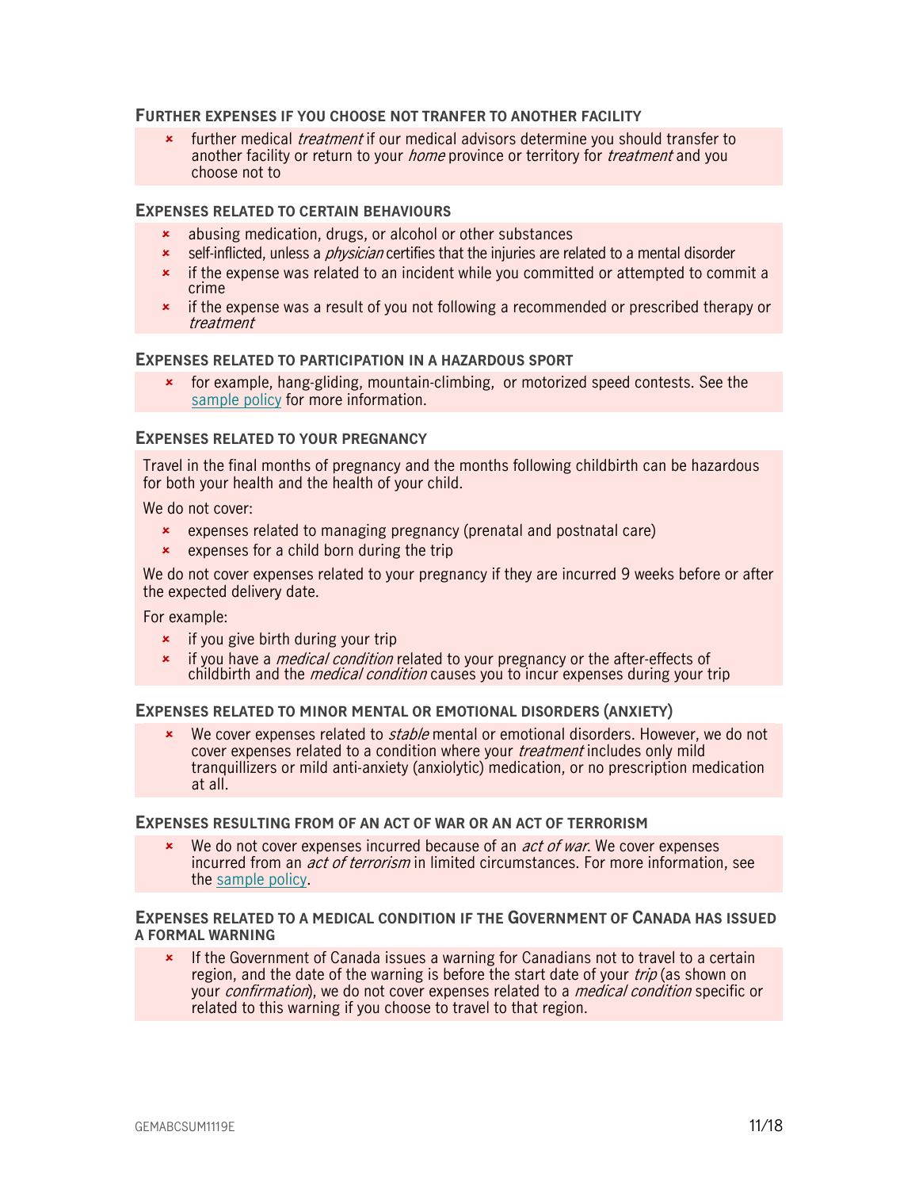### Further expenses if you choose not tranfer to another facility

- further medical *treatment* if our medical advisors determine you should transfer to another facility or return to your *home* province or territory for *treatment* and you choose not to

### Expenses related to certain behaviours

- abusing medication, drugs, or alcohol or other substances
- self-inflicted, unless a *physician* certifies that the injuries are related to a mental disorder
- if the expense was related to an incident while you committed or attempted to commit a crime
- if the expense was a result of you not following a recommended or prescribed therapy or *treatment*

### Expenses related to participation in a hazardous sport

- for example, hang-gliding, mountain-climbing, or motorized speed contests. See the sample policy for more information.

### Expenses related to your pregnancy

Travel in the final months of pregnancy and the months following childbirth can be hazardous for both your health and the health of your child.

We do not cover:

- expenses related to managing pregnancy (prenatal and postnatal care)
- expenses for a child born during the trip

We do not cover expenses related to your pregnancy if they are incurred 9 weeks before or after the expected delivery date.

For example:

- if you give birth during your trip
- if you have a *medical condition* related to your pregnancy or the after-effects of childbirth and the *medical condition* causes you to incur expenses during your trip

### Expenses related to minor mental or emotional disorders (anxiety)

- We cover expenses related to *stable* mental or emotional disorders. However, we do not cover expenses related to a condition where your *treatment* includes only mild tranquillizers or mild anti-anxiety (anxiolytic) medication, or no prescription medication at all.

### Expenses resulting from of an act of war or an act of terrorism

- We do not cover expenses incurred because of an *act of war*. We cover expenses incurred from an *act of terrorism* in limited circumstances. For more information, see the sample policy.

### Expenses related to a medical condition if the Government of Canada has issued a formal warning

- If the Government of Canada issues a warning for Canadians not to travel to a certain region, and the date of the warning is before the start date of your *trip* (as shown on your *confirmation*), we do not cover expenses related to a *medical condition* specific or related to this warning if you choose to travel to that region.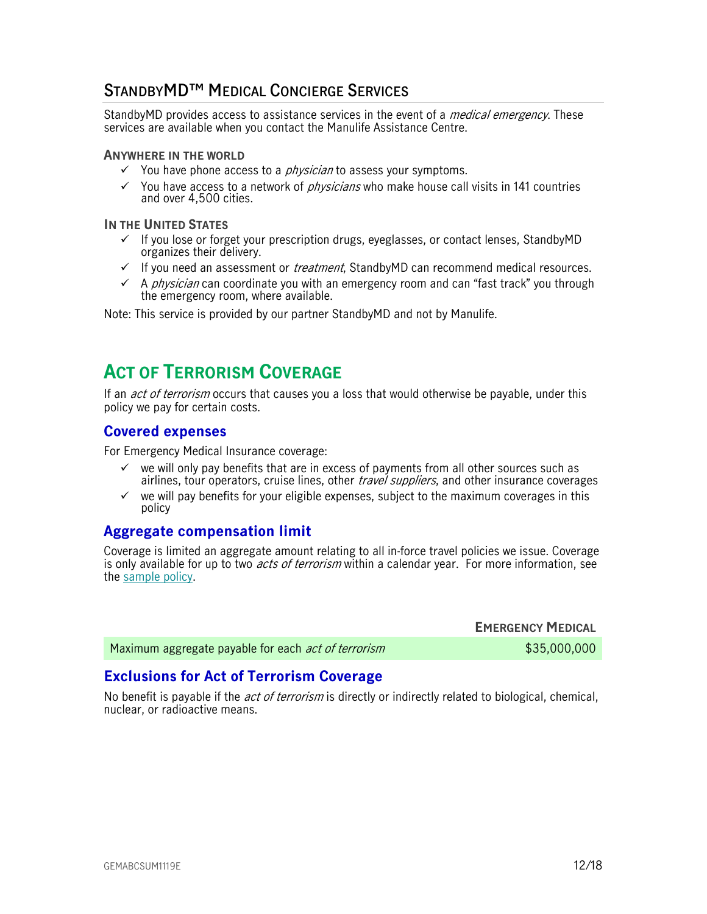## StandbyMD™ Medical Concierge Services

StandbyMD provides access to assistance services in the event of a *medical emergency*. These services are available when you contact the Manulife Assistance Centre.

**Anywhere in the world**

- ✓ You have phone access to a *physician* to assess your symptoms.
- ✓ You have access to a network of *physicians* who make house call visits in 141 countries and over 4,500 cities.

**In the United States**

- ✓ If you lose or forget your prescription drugs, eyeglasses, or contact lenses, StandbyMD organizes their delivery.
- ✓ If you need an assessment or *treatment*, StandbyMD can recommend medical resources.
- ✓ A *physician* can coordinate you with an emergency room and can "fast track" you through the emergency room, where available.

Note: This service is provided by our partner StandbyMD and not by Manulife.

# Act of Terrorism Coverage

If an *act of terrorism* occurs that causes you a loss that would otherwise be payable, under this policy we pay for certain costs.

## Covered expenses

For Emergency Medical Insurance coverage:

- ✓ we will only pay benefits that are in excess of payments from all other sources such as airlines, tour operators, cruise lines, other *travel suppliers*, and other insurance coverages
- ✓ we will pay benefits for your eligible expenses, subject to the maximum coverages in this policy

## Aggregate compensation limit

Coverage is limited an aggregate amount relating to all in-force travel policies we issue. Coverage is only available for up to two *acts of terrorism* within a calendar year. For more information, see the sample policy.

| | Emergency Medical |
|---|---|
| Maximum aggregate payable for each *act of terrorism* | $35,000,000 |

## Exclusions for Act of Terrorism Coverage

No benefit is payable if the *act of terrorism* is directly or indirectly related to biological, chemical, nuclear, or radioactive means.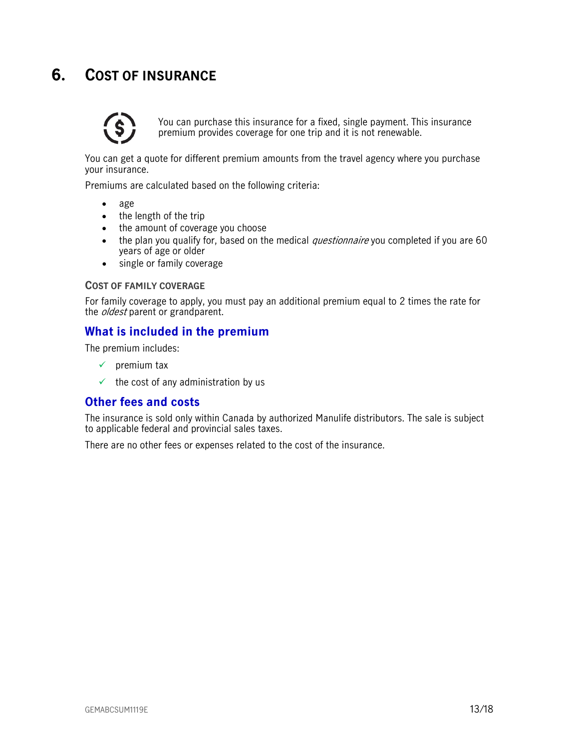# 6. COST OF INSURANCE

You can purchase this insurance for a fixed, single payment. This insurance premium provides coverage for one trip and it is not renewable.

You can get a quote for different premium amounts from the travel agency where you purchase your insurance.

Premiums are calculated based on the following criteria:

- age
- the length of the trip
- the amount of coverage you choose
- the plan you qualify for, based on the medical *questionnaire* you completed if you are 60 years of age or older
- single or family coverage

### COST OF FAMILY COVERAGE

For family coverage to apply, you must pay an additional premium equal to 2 times the rate for the *oldest* parent or grandparent.

## What is included in the premium

The premium includes:

- ✓ premium tax
- ✓ the cost of any administration by us

## Other fees and costs

The insurance is sold only within Canada by authorized Manulife distributors. The sale is subject to applicable federal and provincial sales taxes.

There are no other fees or expenses related to the cost of the insurance.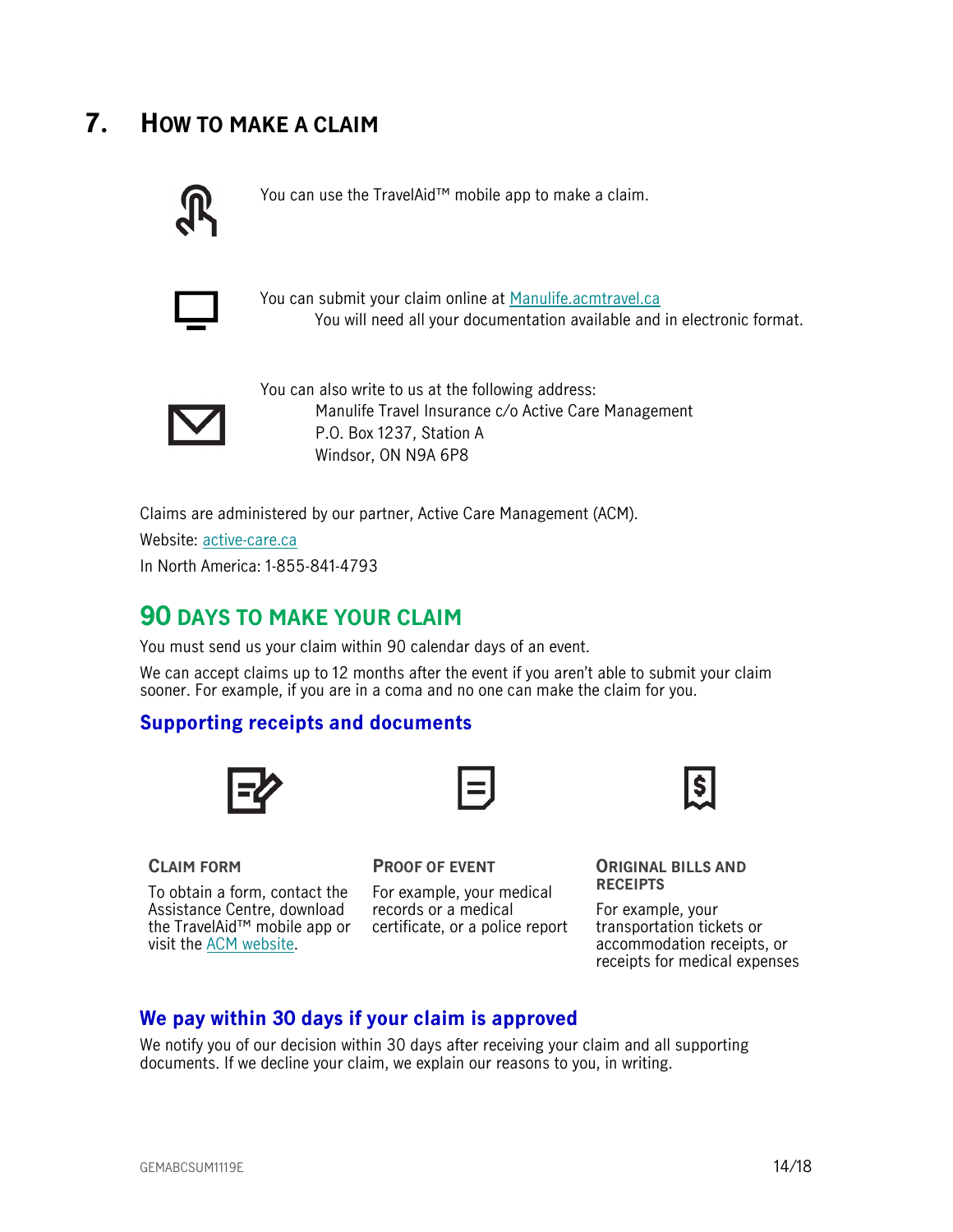## 7. How to make a claim

You can use the TravelAid™ mobile app to make a claim.

You can submit your claim online at [Manulife.acmtravel.ca](Manulife.acmtravel.ca)
You will need all your documentation available and in electronic format.

You can also write to us at the following address:
Manulife Travel Insurance c/o Active Care Management
P.O. Box 1237, Station A
Windsor, ON N9A 6P8

Claims are administered by our partner, Active Care Management (ACM).

Website: [active-care.ca](active-care.ca)

In North America: 1-855-841-4793

### 90 days to make your claim

You must send us your claim within 90 calendar days of an event.

We can accept claims up to 12 months after the event if you aren't able to submit your claim sooner. For example, if you are in a coma and no one can make the claim for you.

### Supporting receipts and documents

**Claim form**

To obtain a form, contact the Assistance Centre, download the TravelAid™ mobile app or visit the ACM website.

**Proof of event**

For example, your medical records or a medical certificate, or a police report

**Original bills and receipts**

For example, your transportation tickets or accommodation receipts, or receipts for medical expenses

### We pay within 30 days if your claim is approved

We notify you of our decision within 30 days after receiving your claim and all supporting documents. If we decline your claim, we explain our reasons to you, in writing.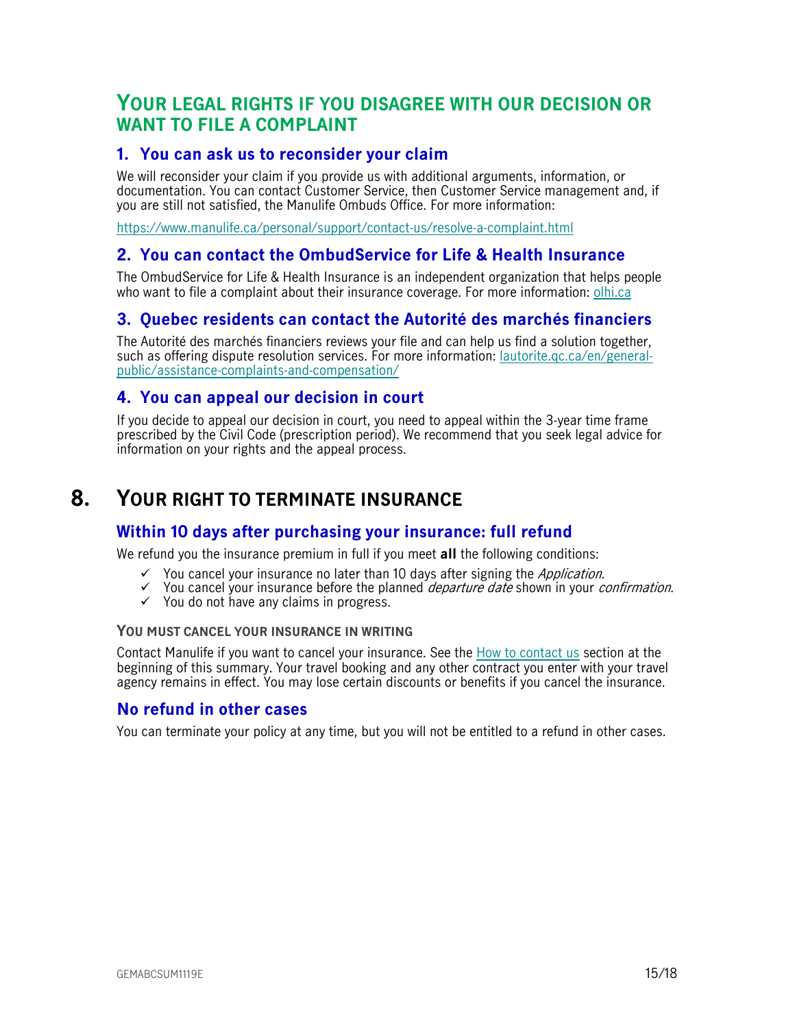## YOUR LEGAL RIGHTS IF YOU DISAGREE WITH OUR DECISION OR WANT TO FILE A COMPLAINT

### 1. You can ask us to reconsider your claim

We will reconsider your claim if you provide us with additional arguments, information, or documentation. You can contact Customer Service, then Customer Service management and, if you are still not satisfied, the Manulife Ombuds Office. For more information:

https://www.manulife.ca/personal/support/contact-us/resolve-a-complaint.html

### 2. You can contact the OmbudService for Life & Health Insurance

The OmbudService for Life & Health Insurance is an independent organization that helps people who want to file a complaint about their insurance coverage. For more information: olhi.ca

### 3. Quebec residents can contact the Autorité des marchés financiers

The Autorité des marchés financiers reviews your file and can help us find a solution together, such as offering dispute resolution services. For more information: lautorite.qc.ca/en/general-public/assistance-complaints-and-compensation/

### 4. You can appeal our decision in court

If you decide to appeal our decision in court, you need to appeal within the 3-year time frame prescribed by the Civil Code (prescription period). We recommend that you seek legal advice for information on your rights and the appeal process.

# 8. YOUR RIGHT TO TERMINATE INSURANCE

### Within 10 days after purchasing your insurance: full refund

We refund you the insurance premium in full if you meet **all** the following conditions:

- ✓ You cancel your insurance no later than 10 days after signing the *Application*.
- ✓ You cancel your insurance before the planned *departure date* shown in your *confirmation*.
- ✓ You do not have any claims in progress.

#### YOU MUST CANCEL YOUR INSURANCE IN WRITING

Contact Manulife if you want to cancel your insurance. See the How to contact us section at the beginning of this summary. Your travel booking and any other contract you enter with your travel agency remains in effect. You may lose certain discounts or benefits if you cancel the insurance.

### No refund in other cases

You can terminate your policy at any time, but you will not be entitled to a refund in other cases.

GEMABCSUM1119E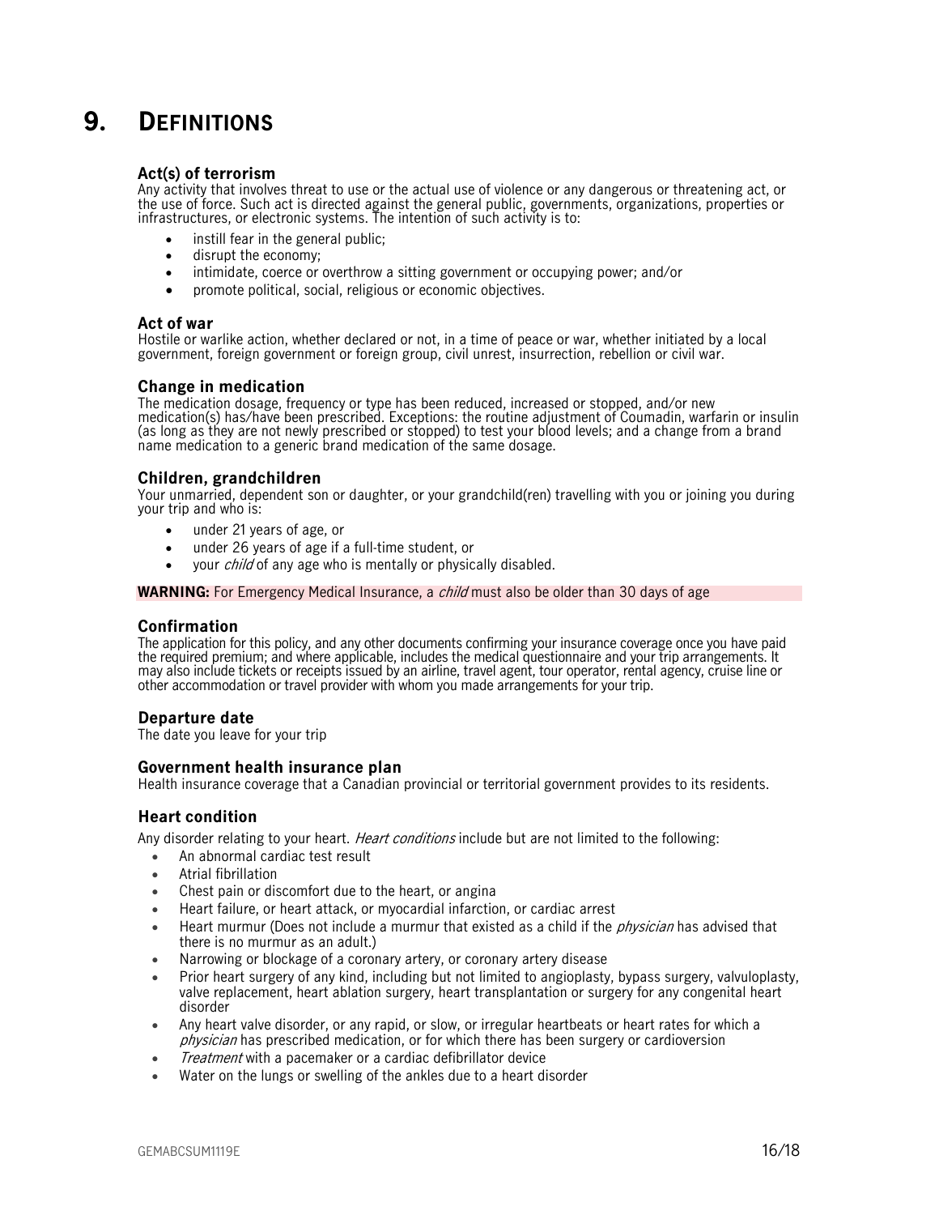# 9. DEFINITIONS

### Act(s) of terrorism

Any activity that involves threat to use or the actual use of violence or any dangerous or threatening act, or the use of force. Such act is directed against the general public, governments, organizations, properties or infrastructures, or electronic systems. The intention of such activity is to:

- instill fear in the general public;
- disrupt the economy;
- intimidate, coerce or overthrow a sitting government or occupying power; and/or
- promote political, social, religious or economic objectives.

### Act of war

Hostile or warlike action, whether declared or not, in a time of peace or war, whether initiated by a local government, foreign government or foreign group, civil unrest, insurrection, rebellion or civil war.

### Change in medication

The medication dosage, frequency or type has been reduced, increased or stopped, and/or new medication(s) has/have been prescribed. Exceptions: the routine adjustment of Coumadin, warfarin or insulin (as long as they are not newly prescribed or stopped) to test your blood levels; and a change from a brand name medication to a generic brand medication of the same dosage.

### Children, grandchildren

Your unmarried, dependent son or daughter, or your grandchild(ren) travelling with you or joining you during your trip and who is:

- under 21 years of age, or
- under 26 years of age if a full-time student, or
- your *child* of any age who is mentally or physically disabled.

**WARNING:** For Emergency Medical Insurance, a *child* must also be older than 30 days of age

### Confirmation

The application for this policy, and any other documents confirming your insurance coverage once you have paid the required premium; and where applicable, includes the medical questionnaire and your trip arrangements. It may also include tickets or receipts issued by an airline, travel agent, tour operator, rental agency, cruise line or other accommodation or travel provider with whom you made arrangements for your trip.

### Departure date

The date you leave for your trip

### Government health insurance plan

Health insurance coverage that a Canadian provincial or territorial government provides to its residents.

### Heart condition

Any disorder relating to your heart. *Heart conditions* include but are not limited to the following:

- An abnormal cardiac test result
- Atrial fibrillation
- Chest pain or discomfort due to the heart, or angina
- Heart failure, or heart attack, or myocardial infarction, or cardiac arrest
- Heart murmur (Does not include a murmur that existed as a child if the *physician* has advised that there is no murmur as an adult.)
- Narrowing or blockage of a coronary artery, or coronary artery disease
- Prior heart surgery of any kind, including but not limited to angioplasty, bypass surgery, valvuloplasty, valve replacement, heart ablation surgery, heart transplantation or surgery for any congenital heart disorder
- Any heart valve disorder, or any rapid, or slow, or irregular heartbeats or heart rates for which a *physician* has prescribed medication, or for which there has been surgery or cardioversion
- *Treatment* with a pacemaker or a cardiac defibrillator device
- Water on the lungs or swelling of the ankles due to a heart disorder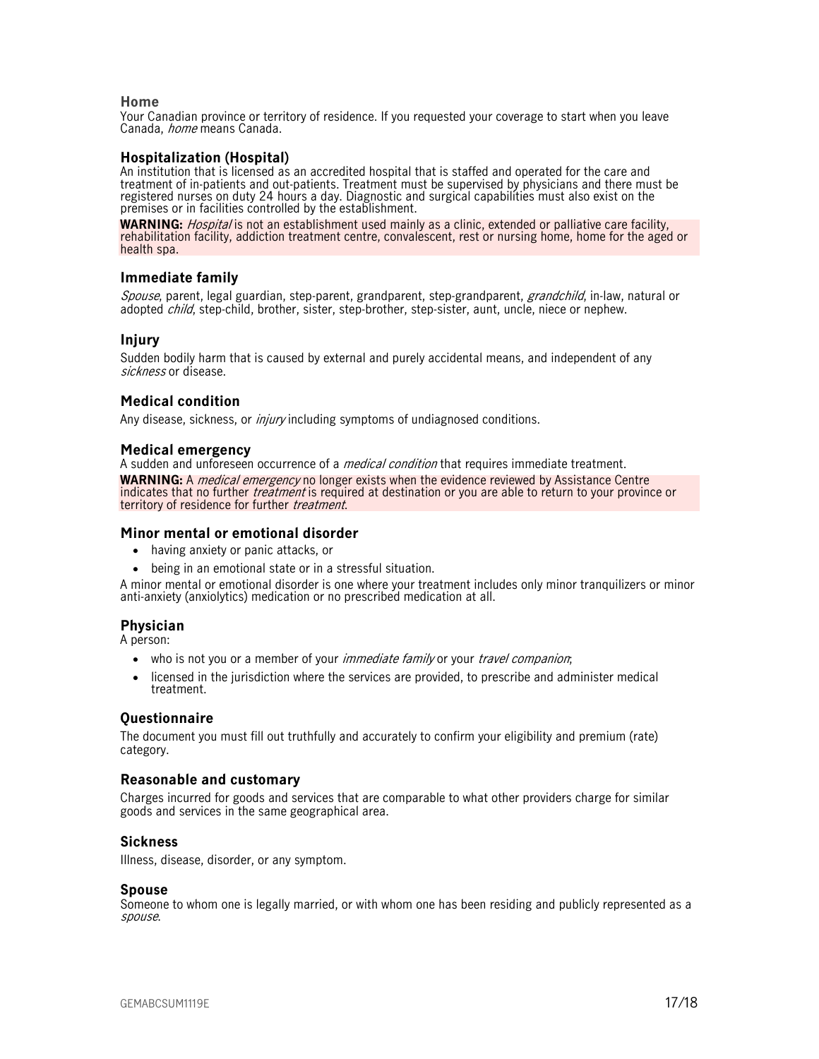### Home

Your Canadian province or territory of residence. If you requested your coverage to start when you leave Canada, *home* means Canada.

### Hospitalization (Hospital)

An institution that is licensed as an accredited hospital that is staffed and operated for the care and treatment of in-patients and out-patients. Treatment must be supervised by physicians and there must be registered nurses on duty 24 hours a day. Diagnostic and surgical capabilities must also exist on the premises or in facilities controlled by the establishment.

**WARNING:** *Hospital* is not an establishment used mainly as a clinic, extended or palliative care facility, rehabilitation facility, addiction treatment centre, convalescent, rest or nursing home, home for the aged or health spa.

### Immediate family

*Spouse*, parent, legal guardian, step-parent, grandparent, step-grandparent, *grandchild*, in-law, natural or adopted *child*, step-child, brother, sister, step-brother, step-sister, aunt, uncle, niece or nephew.

### Injury

Sudden bodily harm that is caused by external and purely accidental means, and independent of any *sickness* or disease.

### Medical condition

Any disease, sickness, or *injury* including symptoms of undiagnosed conditions.

### Medical emergency

A sudden and unforeseen occurrence of a *medical condition* that requires immediate treatment.

**WARNING:** A *medical emergency* no longer exists when the evidence reviewed by Assistance Centre indicates that no further *treatment* is required at destination or you are able to return to your province or territory of residence for further *treatment*.

### Minor mental or emotional disorder

- having anxiety or panic attacks, or
- being in an emotional state or in a stressful situation.

A minor mental or emotional disorder is one where your treatment includes only minor tranquilizers or minor anti-anxiety (anxiolytics) medication or no prescribed medication at all.

### Physician

A person:

- who is not you or a member of your *immediate family* or your *travel companion*;
- licensed in the jurisdiction where the services are provided, to prescribe and administer medical treatment.

### Questionnaire

The document you must fill out truthfully and accurately to confirm your eligibility and premium (rate) category.

### Reasonable and customary

Charges incurred for goods and services that are comparable to what other providers charge for similar goods and services in the same geographical area.

### Sickness

Illness, disease, disorder, or any symptom.

### Spouse

Someone to whom one is legally married, or with whom one has been residing and publicly represented as a *spouse*.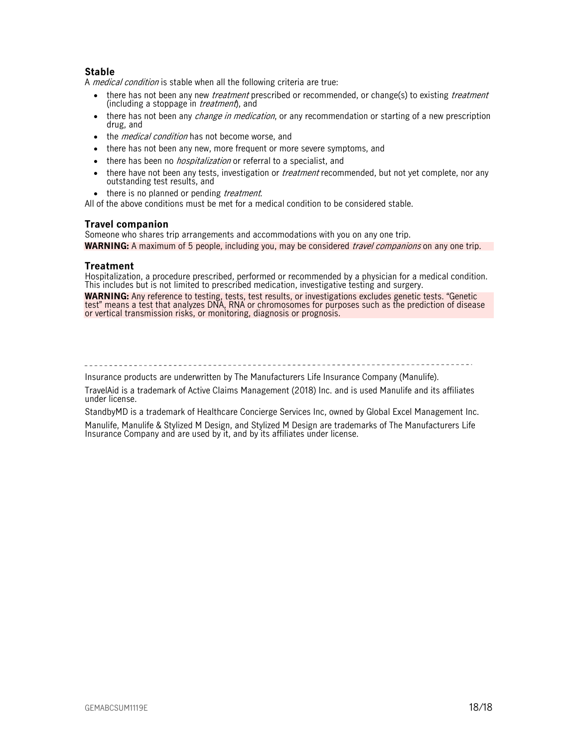### Stable

A *medical condition* is stable when all the following criteria are true:

- there has not been any new *treatment* prescribed or recommended, or change(s) to existing *treatment* (including a stoppage in *treatment*), and
- there has not been any *change in medication*, or any recommendation or starting of a new prescription drug, and
- the *medical condition* has not become worse, and
- there has not been any new, more frequent or more severe symptoms, and
- there has been no *hospitalization* or referral to a specialist, and
- there have not been any tests, investigation or *treatment* recommended, but not yet complete, nor any outstanding test results, and
- there is no planned or pending *treatment*.

All of the above conditions must be met for a medical condition to be considered stable.

### Travel companion

Someone who shares trip arrangements and accommodations with you on any one trip.

**WARNING:** A maximum of 5 people, including you, may be considered *travel companions* on any one trip.

### Treatment

Hospitalization, a procedure prescribed, performed or recommended by a physician for a medical condition. This includes but is not limited to prescribed medication, investigative testing and surgery.

**WARNING:** Any reference to testing, tests, test results, or investigations excludes genetic tests. "Genetic test" means a test that analyzes DNA, RNA or chromosomes for purposes such as the prediction of disease or vertical transmission risks, or monitoring, diagnosis or prognosis.

---

Insurance products are underwritten by The Manufacturers Life Insurance Company (Manulife).

TravelAid is a trademark of Active Claims Management (2018) Inc. and is used Manulife and its affiliates under license.

StandbyMD is a trademark of Healthcare Concierge Services Inc, owned by Global Excel Management Inc.

Manulife, Manulife & Stylized M Design, and Stylized M Design are trademarks of The Manufacturers Life Insurance Company and are used by it, and by its affiliates under license.

GEMABCSUM1119E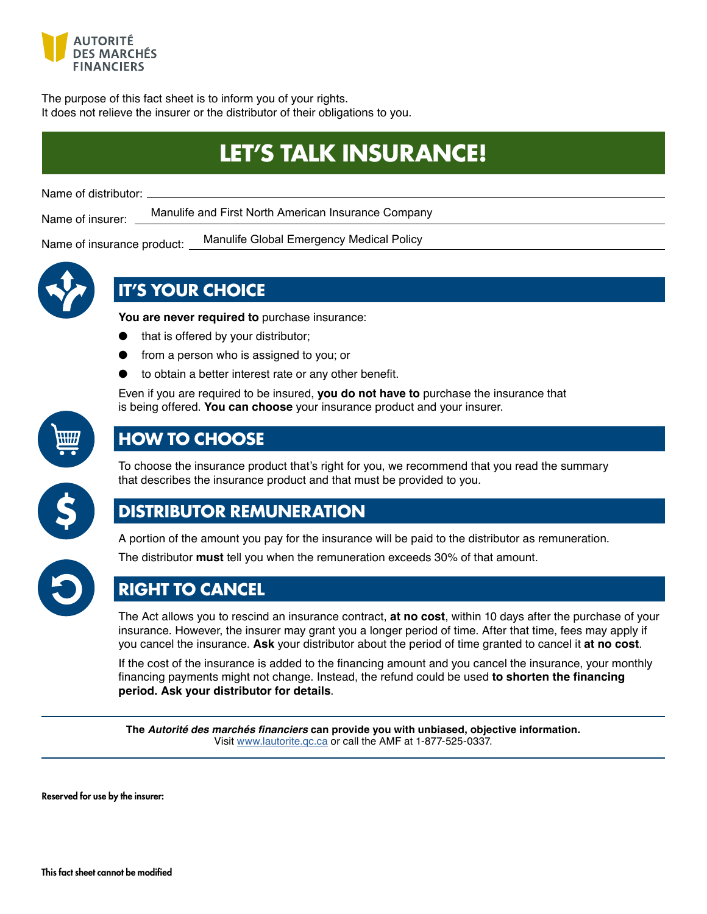AUTORITÉ DES MARCHÉS FINANCIERS

The purpose of this fact sheet is to inform you of your rights.
It does not relieve the insurer or the distributor of their obligations to you.

# LET'S TALK INSURANCE!

Name of distributor:

Name of insurer: Manulife and First North American Insurance Company

Name of insurance product: Manulife Global Emergency Medical Policy

## IT'S YOUR CHOICE

**You are never required to** purchase insurance:

- that is offered by your distributor;
- from a person who is assigned to you; or
- to obtain a better interest rate or any other benefit.

Even if you are required to be insured, **you do not have to** purchase the insurance that is being offered. **You can choose** your insurance product and your insurer.

## HOW TO CHOOSE

To choose the insurance product that's right for you, we recommend that you read the summary that describes the insurance product and that must be provided to you.

## DISTRIBUTOR REMUNERATION

A portion of the amount you pay for the insurance will be paid to the distributor as remuneration.

The distributor **must** tell you when the remuneration exceeds 30% of that amount.

## RIGHT TO CANCEL

The Act allows you to rescind an insurance contract, **at no cost**, within 10 days after the purchase of your insurance. However, the insurer may grant you a longer period of time. After that time, fees may apply if you cancel the insurance. **Ask** your distributor about the period of time granted to cancel it **at no cost**.

If the cost of the insurance is added to the financing amount and you cancel the insurance, your monthly financing payments might not change. Instead, the refund could be used **to shorten the financing period. Ask your distributor for details**.

**The *Autorité des marchés financiers* can provide you with unbiased, objective information.**
Visit www.lautorite.qc.ca or call the AMF at 1-877-525-0337.

**Reserved for use by the insurer:**

**This fact sheet cannot be modified**